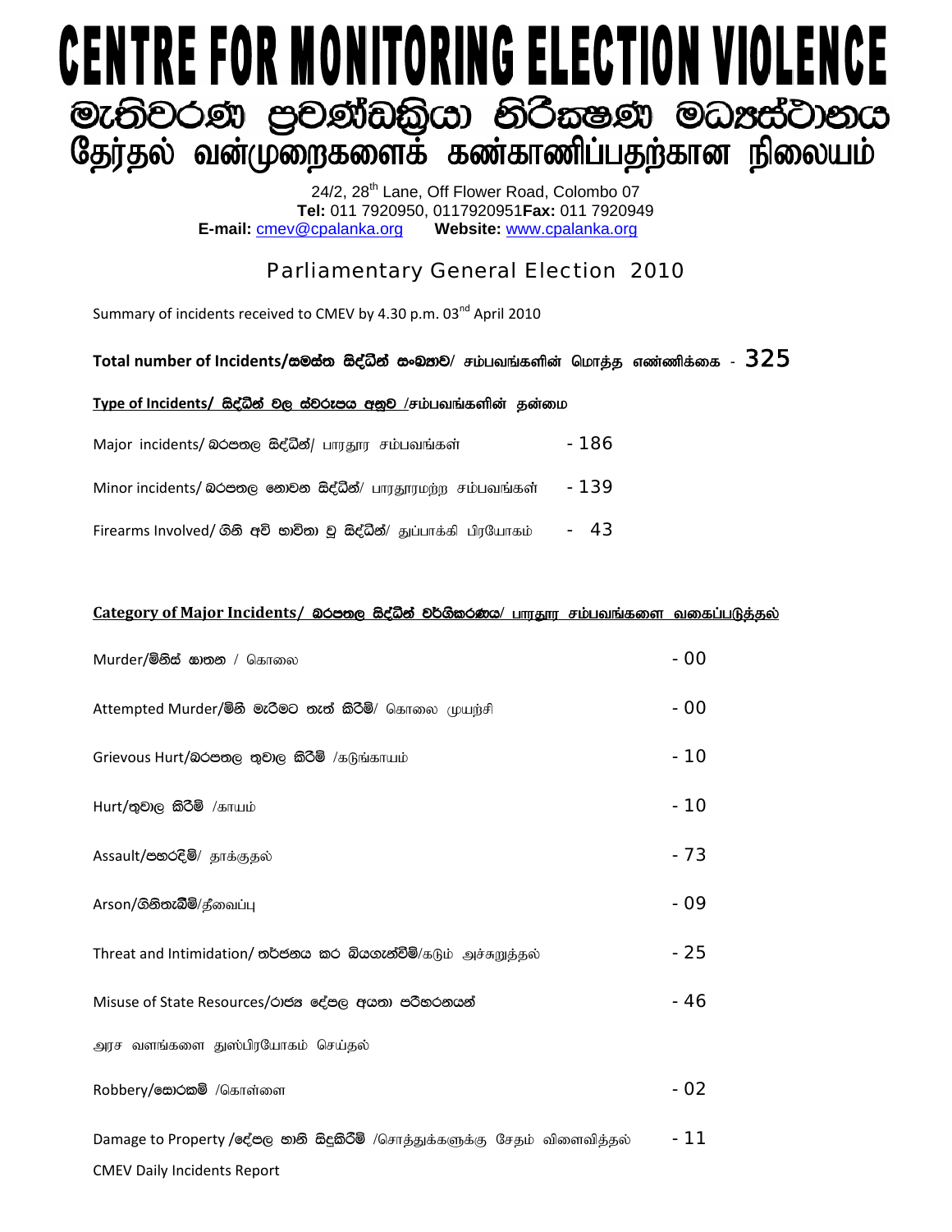# CENTRE FOR MONITORING ELECTION VIOLENCE

# මැතිවරණ ප්‍රචණ්ඩත්‍රියා නිරීක්ෂණ මධ්‍යස්ථානය

# தேர்தல் வன்முறைகளைக் கண்காணிப்பதற்கான நிலையம்

24/2, 28th Lane, Off Flower Road, Colombo 07
**Tel:** 011 7920950, 0117920951 **Fax:** 011 7920949
**E-mail:** cmev@cpalanka.org **Website:** www.cpalanka.org

## Parliamentary General Election 2010

Summary of incidents received to CMEV by 4.30 p.m. 03nd April 2010

**Total number of Incidents/සමස්ත සිද්ධීන් සංඛ්‍යාව/ சம்பவங்களின் மொத்த எண்ணிக்கை - 325**

**Type of Incidents/ සිද්ධීන් වල ස්වරූපය අනුව /சம்பவங்களின் தன்மை**

| | |
|---|---|
| Major incidents/ බරපතල සිද්ධීන්/ பாரதூர சம்பவங்கள் | - 186 |
| Minor incidents/ බරපතල නොවන සිද්ධීන්/ பாரதூரமற்ற சம்பவங்கள் | - 139 |
| Firearms Involved/ ගිනි අවි භාවිතා වූ සිද්ධීන්/ துப்பாக்கி பிரயோகம் | - 43 |

**Category of Major Incidents/ බරපතල සිද්ධීන් වර්ගීකරණය/ பாரதூர சம்பவங்களை வகைப்படுத்தல்**

| | |
|---|---|
| Murder/මිනිස් ඝාතන / கொலை | - 00 |
| Attempted Murder/මිනී මැරීමට තැත් කිරීම්/ கொலை முயற்சி | - 00 |
| Grievous Hurt/බරපතල තුවාල කිරීම් /கடுங்காயம் | - 10 |
| Hurt/තුවාල කිරීම් /காயம் | - 10 |
| Assault/පහරදීම්/ தாக்குதல் | - 73 |
| Arson/ගිනිතැබීම්/தீவைப்பு | - 09 |
| Threat and Intimidation/ තර්ජනය කර බියගැන්වීම්/கடும் அச்சுறுத்தல் | - 25 |
| Misuse of State Resources/රාජ්‍ය දේපල අයතා පරිහරණයන් அரச வளங்களை துஸ்பிரயோகம் செய்தல் | - 46 |
| Robbery/සොරකම් /கொள்ளை | - 02 |
| Damage to Property /දේපල හානි සිදුකිරීම් /சொத்துக்களுக்கு சேதம் விளைவித்தல் | - 11 |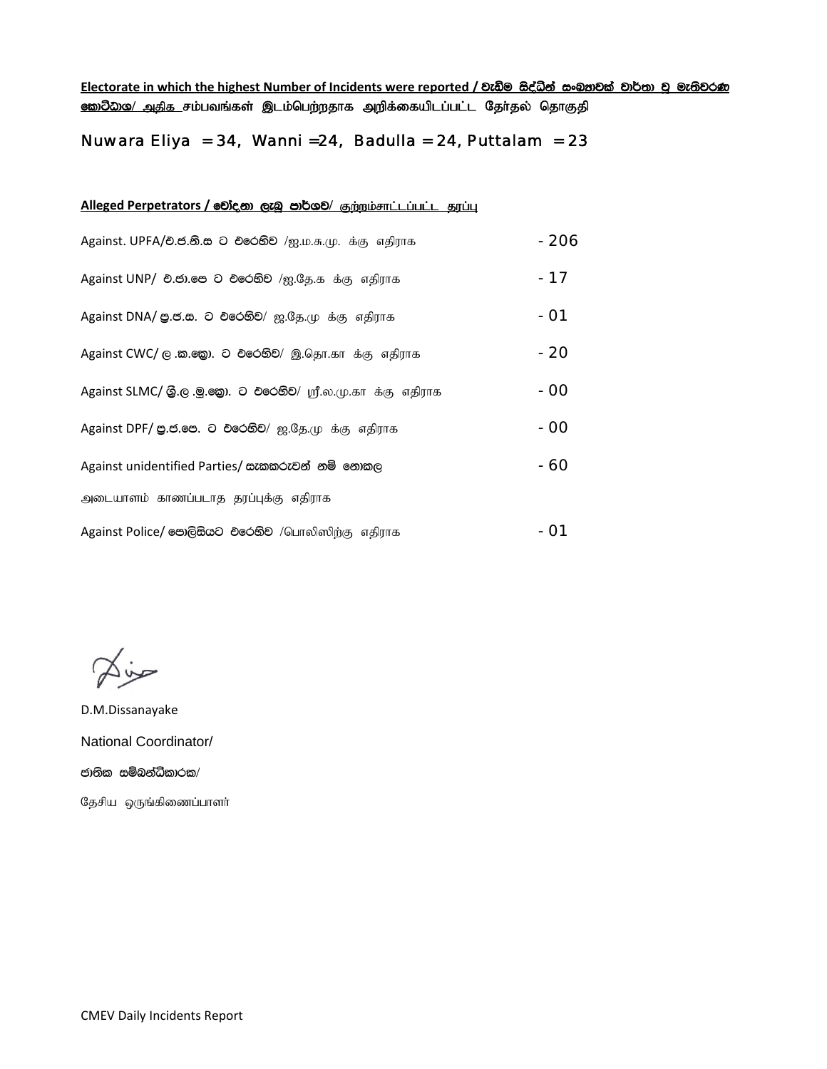**Electorate in which the highest Number of Incidents were reported / වැඩිම සිද්ධීන් සංඛ්‍යාවක් වාර්තා වූ මැතිවරණ කොට්ඨාශ/ அதிக சம்பவங்கள் இடம்பெற்றதாக அறிக்கையிடப்பட்ட தேர்தல் தொகுதி**

Nuwara Eliya = 34, Wanni =24, Badulla = 24, Puttalam = 23

**Alleged Perpetrators / චෝදනා ලැබූ පාර්ශව/ குற்றம்சாட்டப்பட்ட தரப்பு**

| | |
|---|---|
| Against. UPFA/එ.ජ.නි.ස ට එරෙහිව /ஐ.ம.சு.மு. க்கு எதிராக | - 206 |
| Against UNP/ එ.ජා.පෙ ට එරෙහිව /ஐ.தே.க க்கு எதிராக | - 17 |
| Against DNA/ ප්‍ර.ජ.ස. ට එරෙහිව/ ஜ.தே.மு க்கு எதிராக | - 01 |
| Against CWC/ ල .ක.කො. ට එරෙහිව/ இ.தொ.கா க்கு எதிராக | - 20 |
| Against SLMC/ ශ්‍රී.ල .මු.කො. ට එරෙහිව/ ஸ்ரீ.ல.மு.கா க்கு எதிராக | - 00 |
| Against DPF/ ප්‍ර.ජ.පෙ. ට එරෙහිව/ ஜ.தே.மு க்கு எதிராக | - 00 |
| Against unidentified Parties/ සැකකරුවන් නම් නොකල அடையாளம் காணப்படாத தரப்புக்கு எதிராக | - 60 |
| Against Police/ පොලිසියට එරෙහිව /பொலிஸிற்கு எதிராக | - 01 |

D.M.Dissanayake

National Coordinator/

ජාතික සම්බන්ධීකාරක/

தேசிய ஒருங்கிணைப்பாளர்